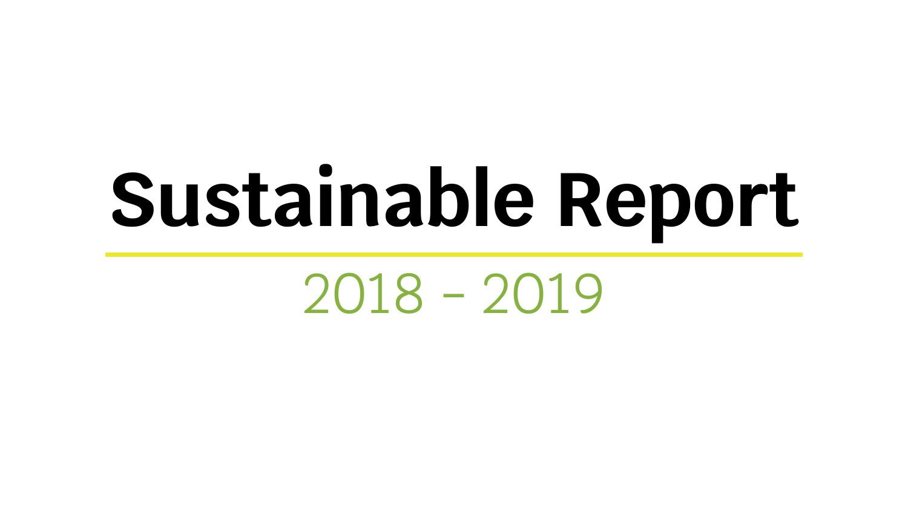# Sustainable Report

2018 - 2019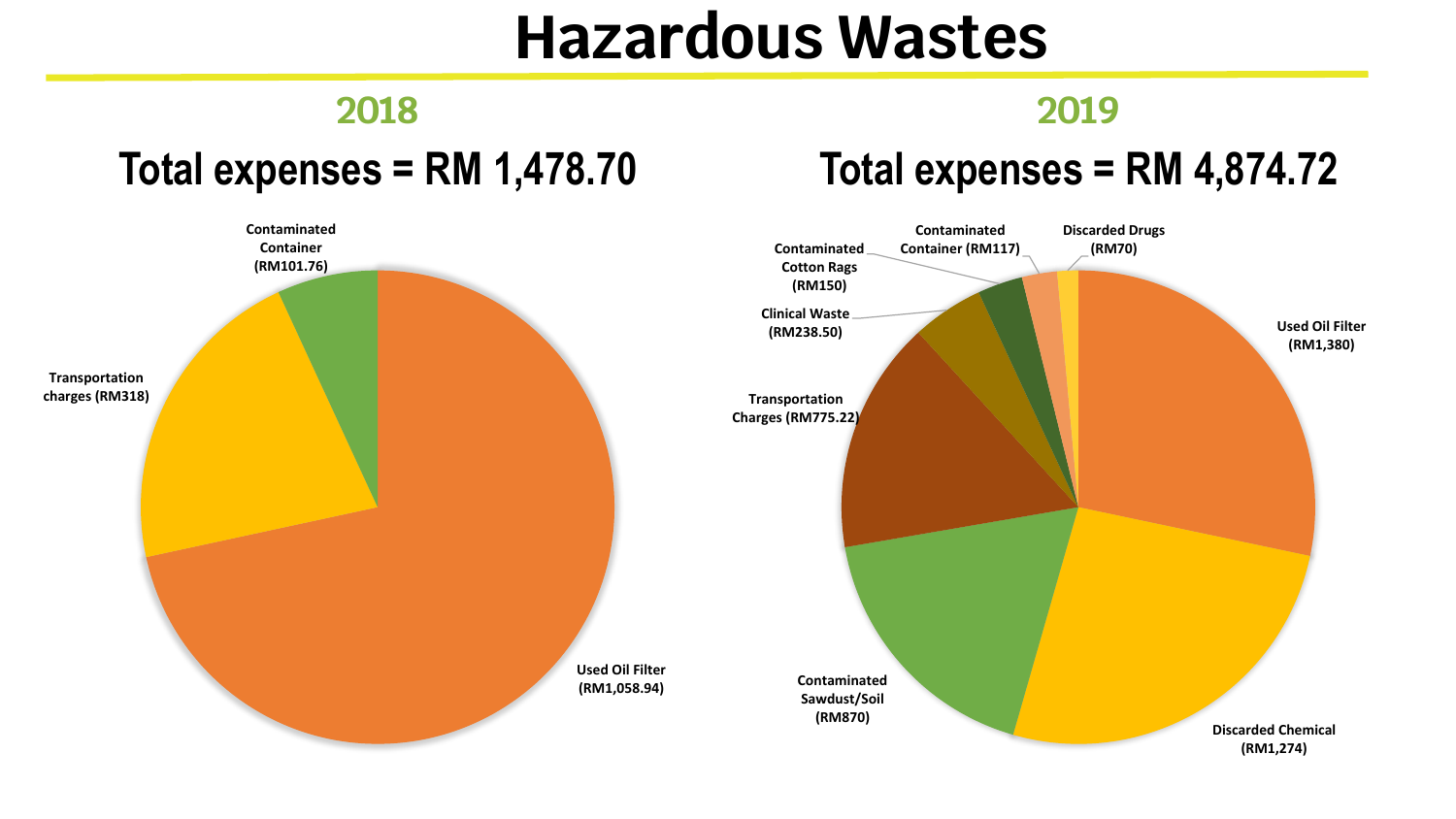# Hazardous Wastes

## 2018

### Total expenses = RM 1,478.70

- Used Oil Filter (RM1,058.94)
- Transportation charges (RM318)
- Contaminated Container (RM101.76)

## 2019

### Total expenses = RM 4,874.72

- Used Oil Filter (RM1,380)
- Discarded Chemical (RM1,274)
- Contaminated Sawdust/Soil (RM870)
- Transportation Charges (RM775.22)
- Clinical Waste (RM238.50)
- Contaminated Cotton Rags (RM150)
- Contaminated Container (RM117)
- Discarded Drugs (RM70)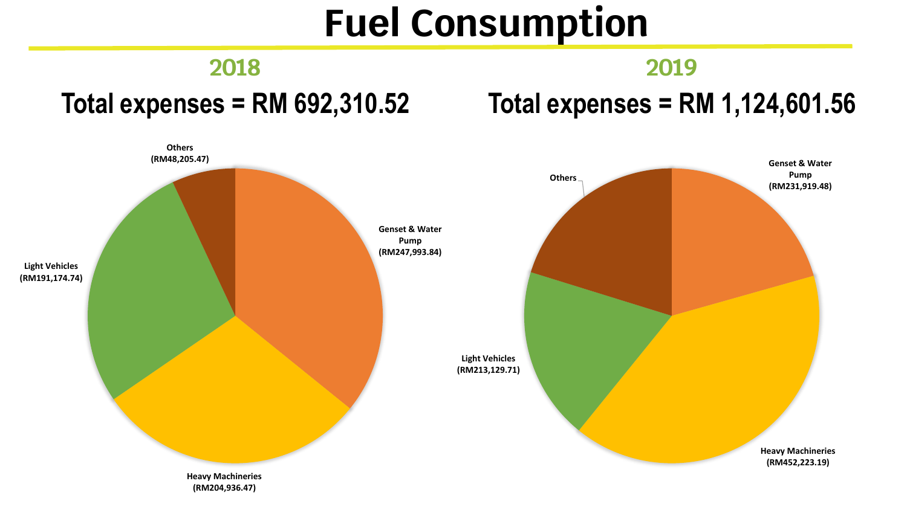# Fuel Consumption

## 2018

### Total expenses = RM 692,310.52

Others (RM48,205.47)

Genset & Water Pump (RM247,993.84)

Light Vehicles (RM191,174.74)

Heavy Machineries (RM204,936.47)

## 2019

### Total expenses = RM 1,124,601.56

Others

Genset & Water Pump (RM231,919.48)

Light Vehicles (RM213,129.71)

Heavy Machineries (RM452,223.19)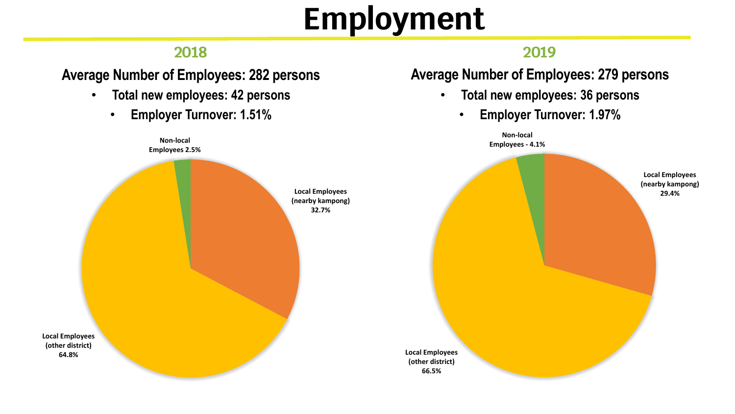# Employment

## 2018

**Average Number of Employees: 282 persons**

- **Total new employees: 42 persons**
- **Employer Turnover: 1.51%**

Non-local Employees 2.5%

Local Employees (nearby kampong) 32.7%

Local Employees (other district) 64.8%

## 2019

**Average Number of Employees: 279 persons**

- **Total new employees: 36 persons**
- **Employer Turnover: 1.97%**

Non-local Employees - 4.1%

Local Employees (nearby kampong) 29.4%

Local Employees (other district) 66.5%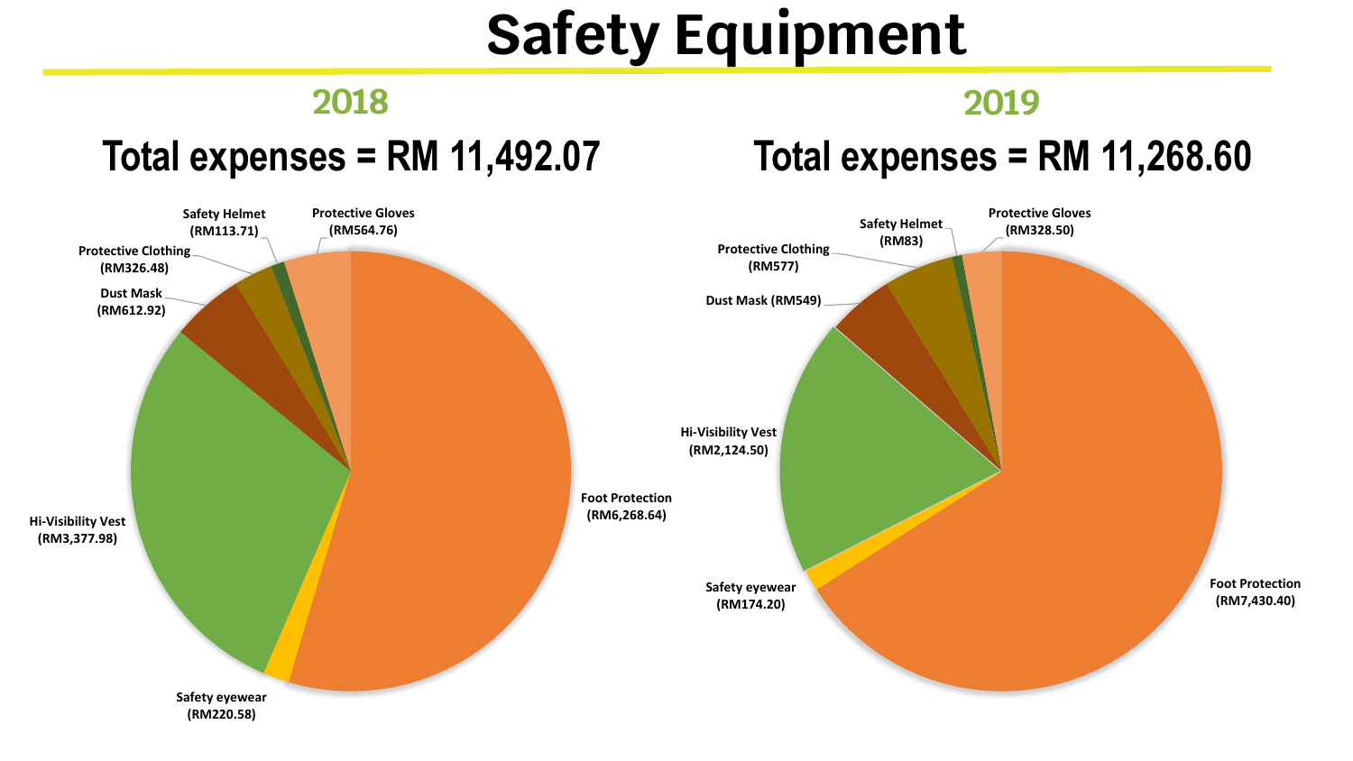# Safety Equipment

## 2018

### Total expenses = RM 11,492.07

- Foot Protection (RM6,268.64)
- Safety eyewear (RM220.58)
- Hi-Visibility Vest (RM3,377.98)
- Dust Mask (RM612.92)
- Protective Clothing (RM326.48)
- Safety Helmet (RM113.71)
- Protective Gloves (RM564.76)

## 2019

### Total expenses = RM 11,268.60

- Foot Protection (RM7,430.40)
- Safety eyewear (RM174.20)
- Hi-Visibility Vest (RM2,124.50)
- Dust Mask (RM549)
- Protective Clothing (RM577)
- Safety Helmet (RM83)
- Protective Gloves (RM328.50)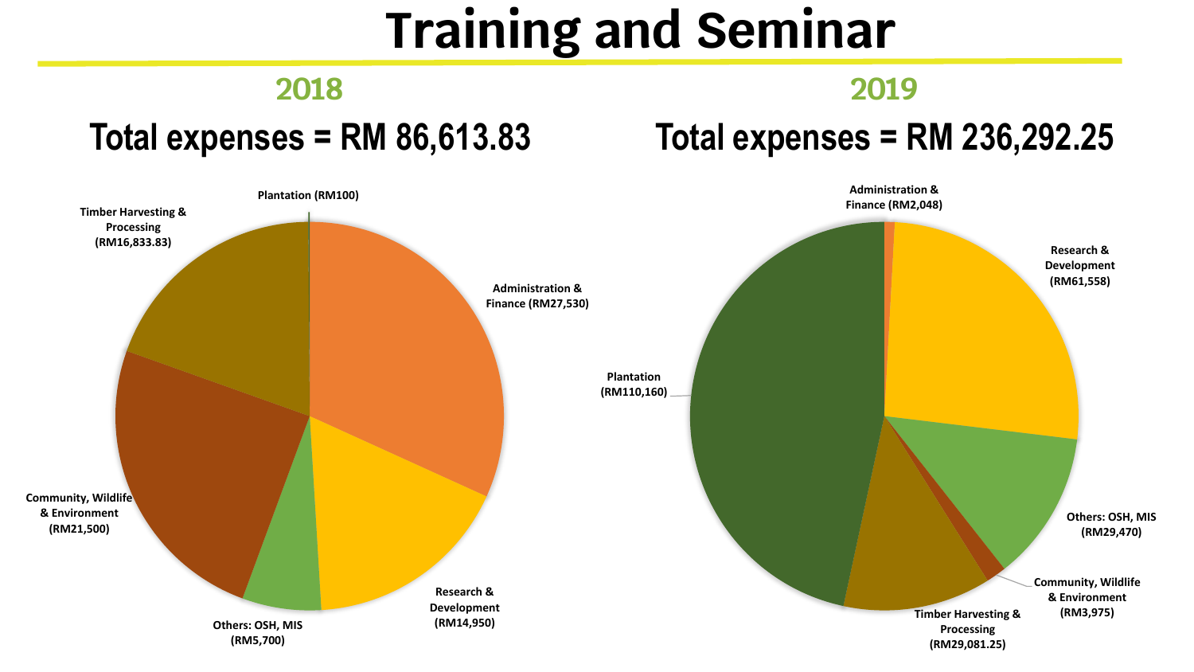# Training and Seminar

## 2018

### Total expenses = RM 86,613.83

- Plantation (RM100)
- Administration & Finance (RM27,530)
- Research & Development (RM14,950)
- Others: OSH, MIS (RM5,700)
- Community, Wildlife & Environment (RM21,500)
- Timber Harvesting & Processing (RM16,833.83)

## 2019

### Total expenses = RM 236,292.25

- Administration & Finance (RM2,048)
- Research & Development (RM61,558)
- Others: OSH, MIS (RM29,470)
- Community, Wildlife & Environment (RM3,975)
- Timber Harvesting & Processing (RM29,081.25)
- Plantation (RM110,160)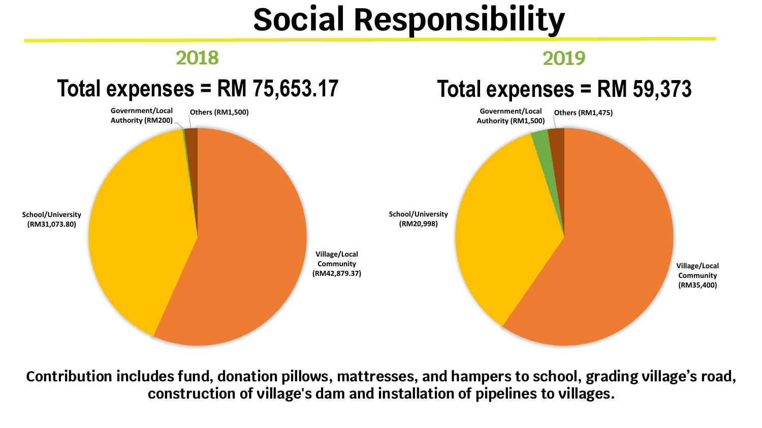# Social Responsibility

## 2018

### Total expenses = RM 75,653.17

Government/Local Authority (RM200)

Others (RM1,500)

School/University (RM31,073.80)

Village/Local Community (RM42,879.37)

## 2019

### Total expenses = RM 59,373

Government/Local Authority (RM1,500)

Others (RM1,475)

School/University (RM20,998)

Village/Local Community (RM35,400)

**Contribution includes fund, donation pillows, mattresses, and hampers to school, grading village's road, construction of village's dam and installation of pipelines to villages.**